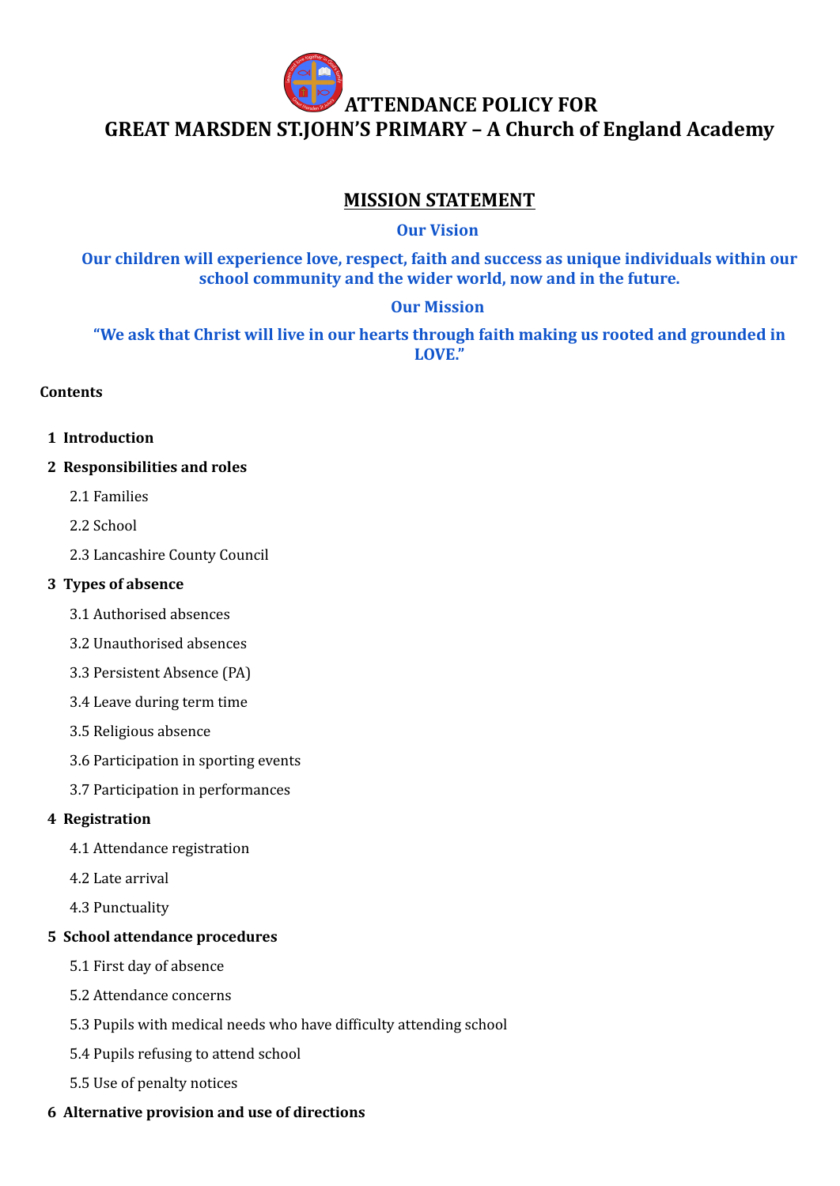# ATTENDANCE POLICY FOR GREAT MARSDEN ST.JOHN'S PRIMARY – A Church of England Academy

## MISSION STATEMENT

**Our Vision**

**Our children will experience love, respect, faith and success as unique individuals within our school community and the wider world, now and in the future.**

**Our Mission**

**"We ask that Christ will live in our hearts through faith making us rooted and grounded in LOVE."**

**Contents**

**1 Introduction**

**2 Responsibilities and roles**

- 2.1 Families
- 2.2 School
- 2.3 Lancashire County Council

**3 Types of absence**

- 3.1 Authorised absences
- 3.2 Unauthorised absences
- 3.3 Persistent Absence (PA)
- 3.4 Leave during term time
- 3.5 Religious absence
- 3.6 Participation in sporting events
- 3.7 Participation in performances

**4 Registration**

- 4.1 Attendance registration
- 4.2 Late arrival
- 4.3 Punctuality

**5 School attendance procedures**

- 5.1 First day of absence
- 5.2 Attendance concerns
- 5.3 Pupils with medical needs who have difficulty attending school
- 5.4 Pupils refusing to attend school
- 5.5 Use of penalty notices

**6 Alternative provision and use of directions**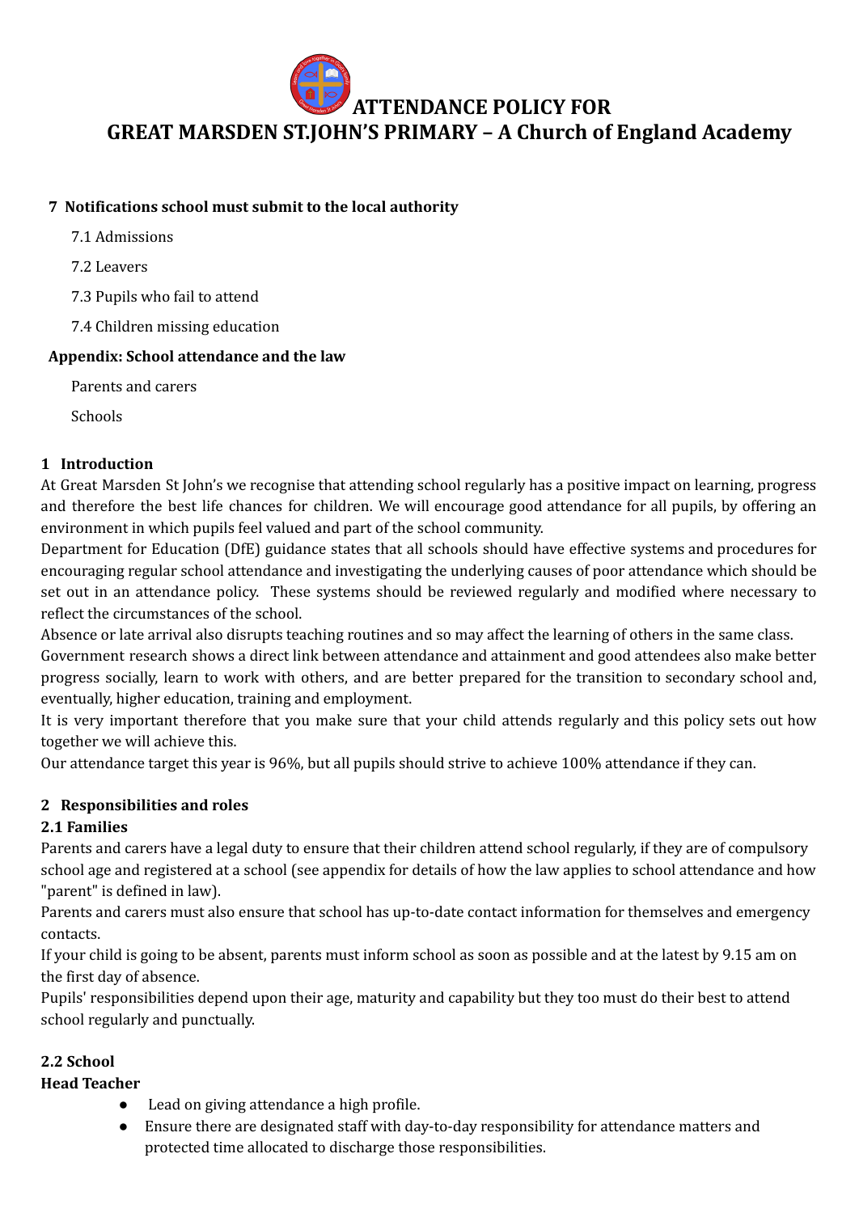# ATTENDANCE POLICY FOR GREAT MARSDEN ST.JOHN'S PRIMARY – A Church of England Academy

**7 Notifications school must submit to the local authority**

7.1 Admissions

7.2 Leavers

7.3 Pupils who fail to attend

7.4 Children missing education

**Appendix: School attendance and the law**

Parents and carers

Schools

## 1 Introduction

At Great Marsden St John's we recognise that attending school regularly has a positive impact on learning, progress and therefore the best life chances for children. We will encourage good attendance for all pupils, by offering an environment in which pupils feel valued and part of the school community.

Department for Education (DfE) guidance states that all schools should have effective systems and procedures for encouraging regular school attendance and investigating the underlying causes of poor attendance which should be set out in an attendance policy. These systems should be reviewed regularly and modified where necessary to reflect the circumstances of the school.

Absence or late arrival also disrupts teaching routines and so may affect the learning of others in the same class.

Government research shows a direct link between attendance and attainment and good attendees also make better progress socially, learn to work with others, and are better prepared for the transition to secondary school and, eventually, higher education, training and employment.

It is very important therefore that you make sure that your child attends regularly and this policy sets out how together we will achieve this.

Our attendance target this year is 96%, but all pupils should strive to achieve 100% attendance if they can.

## 2 Responsibilities and roles

### 2.1 Families

Parents and carers have a legal duty to ensure that their children attend school regularly, if they are of compulsory school age and registered at a school (see appendix for details of how the law applies to school attendance and how "parent" is defined in law).

Parents and carers must also ensure that school has up-to-date contact information for themselves and emergency contacts.

If your child is going to be absent, parents must inform school as soon as possible and at the latest by 9.15 am on the first day of absence.

Pupils' responsibilities depend upon their age, maturity and capability but they too must do their best to attend school regularly and punctually.

### 2.2 School

**Head Teacher**

- Lead on giving attendance a high profile.
- Ensure there are designated staff with day-to-day responsibility for attendance matters and protected time allocated to discharge those responsibilities.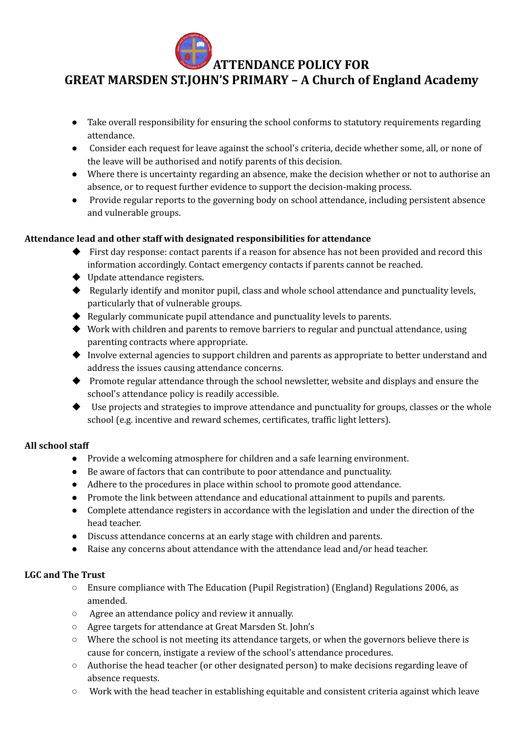# ATTENDANCE POLICY FOR GREAT MARSDEN ST.JOHN'S PRIMARY – A Church of England Academy

- Take overall responsibility for ensuring the school conforms to statutory requirements regarding attendance.
- Consider each request for leave against the school's criteria, decide whether some, all, or none of the leave will be authorised and notify parents of this decision.
- Where there is uncertainty regarding an absence, make the decision whether or not to authorise an absence, or to request further evidence to support the decision-making process.
- Provide regular reports to the governing body on school attendance, including persistent absence and vulnerable groups.

**Attendance lead and other staff with designated responsibilities for attendance**

- First day response: contact parents if a reason for absence has not been provided and record this information accordingly. Contact emergency contacts if parents cannot be reached.
- Update attendance registers.
- Regularly identify and monitor pupil, class and whole school attendance and punctuality levels, particularly that of vulnerable groups.
- Regularly communicate pupil attendance and punctuality levels to parents.
- Work with children and parents to remove barriers to regular and punctual attendance, using parenting contracts where appropriate.
- Involve external agencies to support children and parents as appropriate to better understand and address the issues causing attendance concerns.
- Promote regular attendance through the school newsletter, website and displays and ensure the school's attendance policy is readily accessible.
- Use projects and strategies to improve attendance and punctuality for groups, classes or the whole school (e.g. incentive and reward schemes, certificates, traffic light letters).

**All school staff**

- Provide a welcoming atmosphere for children and a safe learning environment.
- Be aware of factors that can contribute to poor attendance and punctuality.
- Adhere to the procedures in place within school to promote good attendance.
- Promote the link between attendance and educational attainment to pupils and parents.
- Complete attendance registers in accordance with the legislation and under the direction of the head teacher.
- Discuss attendance concerns at an early stage with children and parents.
- Raise any concerns about attendance with the attendance lead and/or head teacher.

**LGC and The Trust**

- Ensure compliance with The Education (Pupil Registration) (England) Regulations 2006, as amended.
- Agree an attendance policy and review it annually.
- Agree targets for attendance at Great Marsden St. John's
- Where the school is not meeting its attendance targets, or when the governors believe there is cause for concern, instigate a review of the school's attendance procedures.
- Authorise the head teacher (or other designated person) to make decisions regarding leave of absence requests.
- Work with the head teacher in establishing equitable and consistent criteria against which leave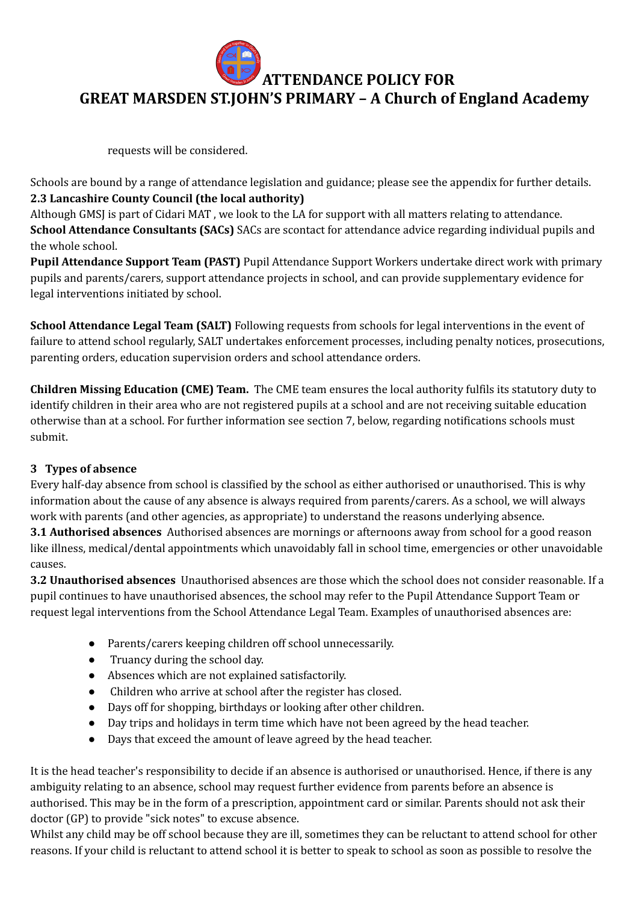requests will be considered.

Schools are bound by a range of attendance legislation and guidance; please see the appendix for further details.

**2.3 Lancashire County Council (the local authority)**

Although GMSJ is part of Cidari MAT , we look to the LA for support with all matters relating to attendance.

**School Attendance Consultants (SACs)** SACs are scontact for attendance advice regarding individual pupils and the whole school.

**Pupil Attendance Support Team (PAST)** Pupil Attendance Support Workers undertake direct work with primary pupils and parents/carers, support attendance projects in school, and can provide supplementary evidence for legal interventions initiated by school.

**School Attendance Legal Team (SALT)** Following requests from schools for legal interventions in the event of failure to attend school regularly, SALT undertakes enforcement processes, including penalty notices, prosecutions, parenting orders, education supervision orders and school attendance orders.

**Children Missing Education (CME) Team.** The CME team ensures the local authority fulfils its statutory duty to identify children in their area who are not registered pupils at a school and are not receiving suitable education otherwise than at a school. For further information see section 7, below, regarding notifications schools must submit.

## 3 Types of absence

Every half-day absence from school is classified by the school as either authorised or unauthorised. This is why information about the cause of any absence is always required from parents/carers. As a school, we will always work with parents (and other agencies, as appropriate) to understand the reasons underlying absence.

**3.1 Authorised absences** Authorised absences are mornings or afternoons away from school for a good reason like illness, medical/dental appointments which unavoidably fall in school time, emergencies or other unavoidable causes.

**3.2 Unauthorised absences** Unauthorised absences are those which the school does not consider reasonable. If a pupil continues to have unauthorised absences, the school may refer to the Pupil Attendance Support Team or request legal interventions from the School Attendance Legal Team. Examples of unauthorised absences are:

- Parents/carers keeping children off school unnecessarily.
- Truancy during the school day.
- Absences which are not explained satisfactorily.
- Children who arrive at school after the register has closed.
- Days off for shopping, birthdays or looking after other children.
- Day trips and holidays in term time which have not been agreed by the head teacher.
- Days that exceed the amount of leave agreed by the head teacher.

It is the head teacher's responsibility to decide if an absence is authorised or unauthorised. Hence, if there is any ambiguity relating to an absence, school may request further evidence from parents before an absence is authorised. This may be in the form of a prescription, appointment card or similar. Parents should not ask their doctor (GP) to provide "sick notes" to excuse absence.

Whilst any child may be off school because they are ill, sometimes they can be reluctant to attend school for other reasons. If your child is reluctant to attend school it is better to speak to school as soon as possible to resolve the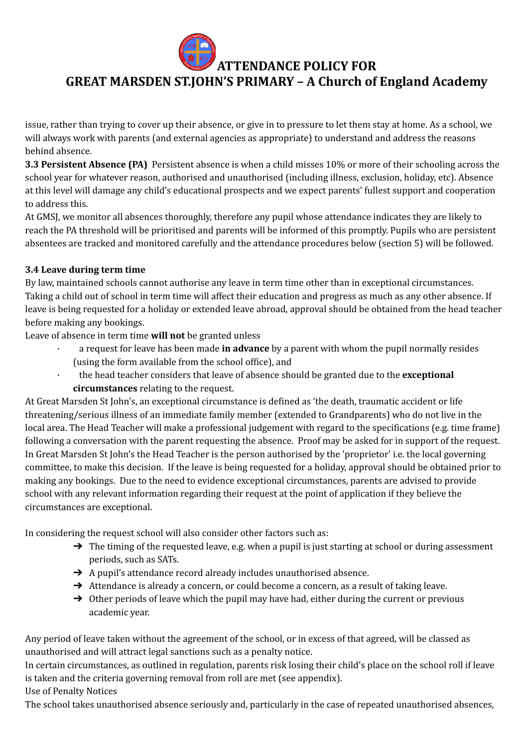issue, rather than trying to cover up their absence, or give in to pressure to let them stay at home. As a school, we will always work with parents (and external agencies as appropriate) to understand and address the reasons behind absence.

**3.3 Persistent Absence (PA)** Persistent absence is when a child misses 10% or more of their schooling across the school year for whatever reason, authorised and unauthorised (including illness, exclusion, holiday, etc). Absence at this level will damage any child's educational prospects and we expect parents' fullest support and cooperation to address this.

At GMSJ, we monitor all absences thoroughly, therefore any pupil whose attendance indicates they are likely to reach the PA threshold will be prioritised and parents will be informed of this promptly. Pupils who are persistent absentees are tracked and monitored carefully and the attendance procedures below (section 5) will be followed.

**3.4 Leave during term time**

By law, maintained schools cannot authorise any leave in term time other than in exceptional circumstances. Taking a child out of school in term time will affect their education and progress as much as any other absence. If leave is being requested for a holiday or extended leave abroad, approval should be obtained from the head teacher before making any bookings.

Leave of absence in term time **will not** be granted unless

- a request for leave has been made **in advance** by a parent with whom the pupil normally resides (using the form available from the school office), and
- the head teacher considers that leave of absence should be granted due to the **exceptional circumstances** relating to the request.

At Great Marsden St John's, an exceptional circumstance is defined as 'the death, traumatic accident or life threatening/serious illness of an immediate family member (extended to Grandparents) who do not live in the local area. The Head Teacher will make a professional judgement with regard to the specifications (e.g. time frame) following a conversation with the parent requesting the absence. Proof may be asked for in support of the request. In Great Marsden St John's the Head Teacher is the person authorised by the 'proprietor' i.e. the local governing committee, to make this decision. If the leave is being requested for a holiday, approval should be obtained prior to making any bookings. Due to the need to evidence exceptional circumstances, parents are advised to provide school with any relevant information regarding their request at the point of application if they believe the circumstances are exceptional.

In considering the request school will also consider other factors such as:

- ➔ The timing of the requested leave, e.g. when a pupil is just starting at school or during assessment periods, such as SATs.
- ➔ A pupil's attendance record already includes unauthorised absence.
- ➔ Attendance is already a concern, or could become a concern, as a result of taking leave.
- ➔ Other periods of leave which the pupil may have had, either during the current or previous academic year.

Any period of leave taken without the agreement of the school, or in excess of that agreed, will be classed as unauthorised and will attract legal sanctions such as a penalty notice.

In certain circumstances, as outlined in regulation, parents risk losing their child's place on the school roll if leave is taken and the criteria governing removal from roll are met (see appendix).

Use of Penalty Notices

The school takes unauthorised absence seriously and, particularly in the case of repeated unauthorised absences,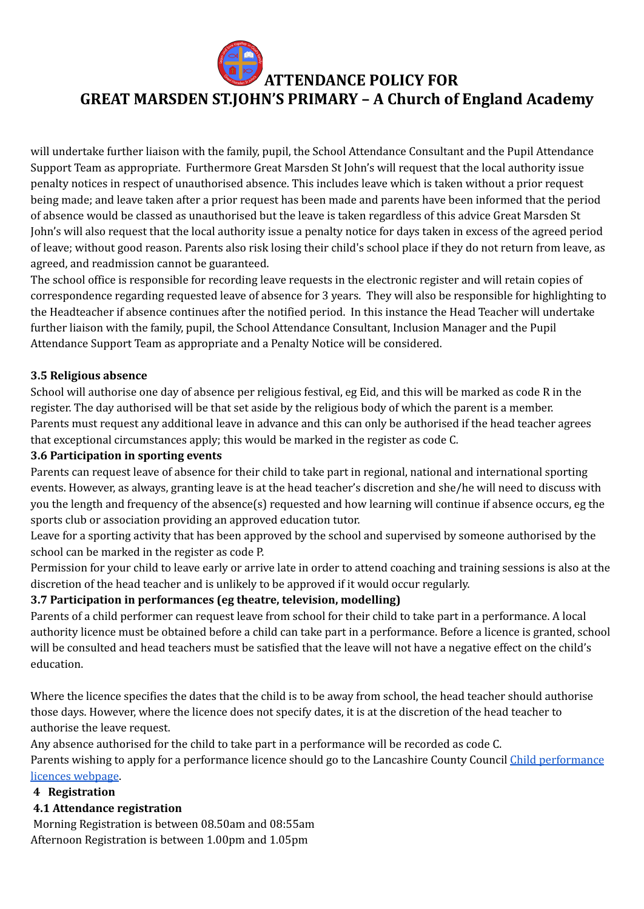will undertake further liaison with the family, pupil, the School Attendance Consultant and the Pupil Attendance Support Team as appropriate. Furthermore Great Marsden St John's will request that the local authority issue penalty notices in respect of unauthorised absence. This includes leave which is taken without a prior request being made; and leave taken after a prior request has been made and parents have been informed that the period of absence would be classed as unauthorised but the leave is taken regardless of this advice Great Marsden St John's will also request that the local authority issue a penalty notice for days taken in excess of the agreed period of leave; without good reason. Parents also risk losing their child's school place if they do not return from leave, as agreed, and readmission cannot be guaranteed.

The school office is responsible for recording leave requests in the electronic register and will retain copies of correspondence regarding requested leave of absence for 3 years. They will also be responsible for highlighting to the Headteacher if absence continues after the notified period. In this instance the Head Teacher will undertake further liaison with the family, pupil, the School Attendance Consultant, Inclusion Manager and the Pupil Attendance Support Team as appropriate and a Penalty Notice will be considered.

### 3.5 Religious absence

School will authorise one day of absence per religious festival, eg Eid, and this will be marked as code R in the register. The day authorised will be that set aside by the religious body of which the parent is a member.

Parents must request any additional leave in advance and this can only be authorised if the head teacher agrees that exceptional circumstances apply; this would be marked in the register as code C.

### 3.6 Participation in sporting events

Parents can request leave of absence for their child to take part in regional, national and international sporting events. However, as always, granting leave is at the head teacher's discretion and she/he will need to discuss with you the length and frequency of the absence(s) requested and how learning will continue if absence occurs, eg the sports club or association providing an approved education tutor.

Leave for a sporting activity that has been approved by the school and supervised by someone authorised by the school can be marked in the register as code P.

Permission for your child to leave early or arrive late in order to attend coaching and training sessions is also at the discretion of the head teacher and is unlikely to be approved if it would occur regularly.

### 3.7 Participation in performances (eg theatre, television, modelling)

Parents of a child performer can request leave from school for their child to take part in a performance. A local authority licence must be obtained before a child can take part in a performance. Before a licence is granted, school will be consulted and head teachers must be satisfied that the leave will not have a negative effect on the child's education.

Where the licence specifies the dates that the child is to be away from school, the head teacher should authorise those days. However, where the licence does not specify dates, it is at the discretion of the head teacher to authorise the leave request.

Any absence authorised for the child to take part in a performance will be recorded as code C.

Parents wishing to apply for a performance licence should go to the Lancashire County Council Child performance licences webpage.

## 4 Registration

### 4.1 Attendance registration

Morning Registration is between 08.50am and 08:55am

Afternoon Registration is between 1.00pm and 1.05pm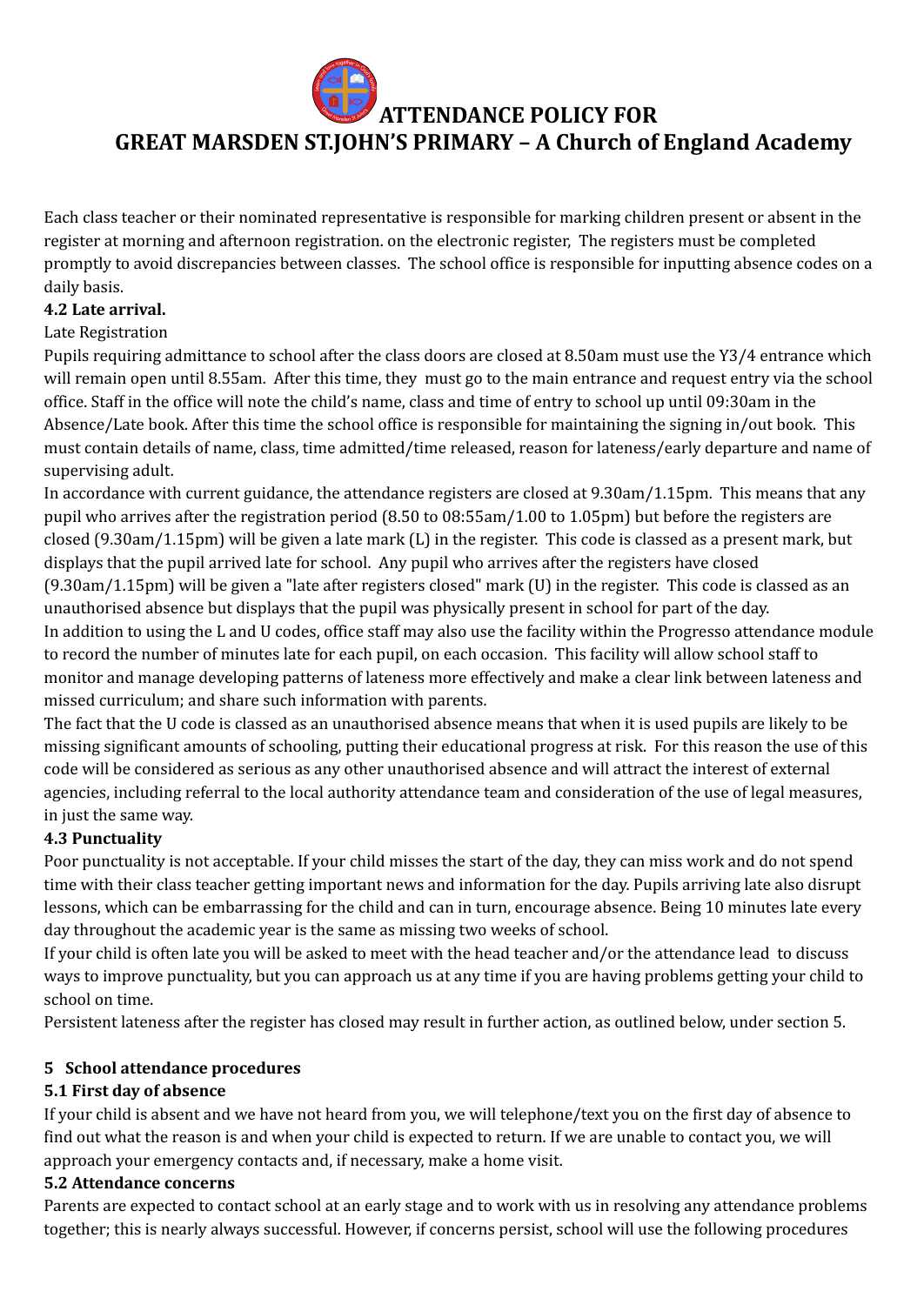# ATTENDANCE POLICY FOR GREAT MARSDEN ST.JOHN'S PRIMARY – A Church of England Academy

Each class teacher or their nominated representative is responsible for marking children present or absent in the register at morning and afternoon registration. on the electronic register, The registers must be completed promptly to avoid discrepancies between classes. The school office is responsible for inputting absence codes on a daily basis.

**4.2 Late arrival.**

Late Registration

Pupils requiring admittance to school after the class doors are closed at 8.50am must use the Y3/4 entrance which will remain open until 8.55am. After this time, they must go to the main entrance and request entry via the school office. Staff in the office will note the child's name, class and time of entry to school up until 09:30am in the Absence/Late book. After this time the school office is responsible for maintaining the signing in/out book. This must contain details of name, class, time admitted/time released, reason for lateness/early departure and name of supervising adult.

In accordance with current guidance, the attendance registers are closed at 9.30am/1.15pm. This means that any pupil who arrives after the registration period (8.50 to 08:55am/1.00 to 1.05pm) but before the registers are closed (9.30am/1.15pm) will be given a late mark (L) in the register. This code is classed as a present mark, but displays that the pupil arrived late for school. Any pupil who arrives after the registers have closed (9.30am/1.15pm) will be given a "late after registers closed" mark (U) in the register. This code is classed as an unauthorised absence but displays that the pupil was physically present in school for part of the day.

In addition to using the L and U codes, office staff may also use the facility within the Progresso attendance module to record the number of minutes late for each pupil, on each occasion. This facility will allow school staff to monitor and manage developing patterns of lateness more effectively and make a clear link between lateness and missed curriculum; and share such information with parents.

The fact that the U code is classed as an unauthorised absence means that when it is used pupils are likely to be missing significant amounts of schooling, putting their educational progress at risk. For this reason the use of this code will be considered as serious as any other unauthorised absence and will attract the interest of external agencies, including referral to the local authority attendance team and consideration of the use of legal measures, in just the same way.

**4.3 Punctuality**

Poor punctuality is not acceptable. If your child misses the start of the day, they can miss work and do not spend time with their class teacher getting important news and information for the day. Pupils arriving late also disrupt lessons, which can be embarrassing for the child and can in turn, encourage absence. Being 10 minutes late every day throughout the academic year is the same as missing two weeks of school.

If your child is often late you will be asked to meet with the head teacher and/or the attendance lead to discuss ways to improve punctuality, but you can approach us at any time if you are having problems getting your child to school on time.

Persistent lateness after the register has closed may result in further action, as outlined below, under section 5.

**5 School attendance procedures**

**5.1 First day of absence**

If your child is absent and we have not heard from you, we will telephone/text you on the first day of absence to find out what the reason is and when your child is expected to return. If we are unable to contact you, we will approach your emergency contacts and, if necessary, make a home visit.

**5.2 Attendance concerns**

Parents are expected to contact school at an early stage and to work with us in resolving any attendance problems together; this is nearly always successful. However, if concerns persist, school will use the following procedures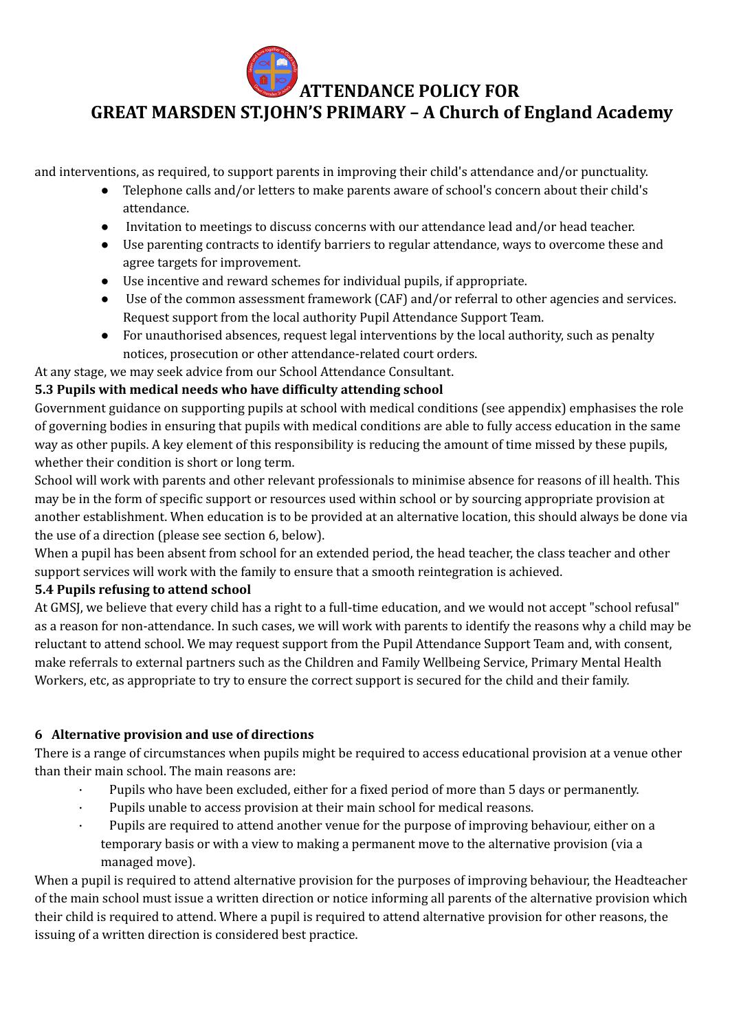and interventions, as required, to support parents in improving their child's attendance and/or punctuality.

- Telephone calls and/or letters to make parents aware of school's concern about their child's attendance.
- Invitation to meetings to discuss concerns with our attendance lead and/or head teacher.
- Use parenting contracts to identify barriers to regular attendance, ways to overcome these and agree targets for improvement.
- Use incentive and reward schemes for individual pupils, if appropriate.
- Use of the common assessment framework (CAF) and/or referral to other agencies and services. Request support from the local authority Pupil Attendance Support Team.
- For unauthorised absences, request legal interventions by the local authority, such as penalty notices, prosecution or other attendance-related court orders.

At any stage, we may seek advice from our School Attendance Consultant.

**5.3 Pupils with medical needs who have difficulty attending school**

Government guidance on supporting pupils at school with medical conditions (see appendix) emphasises the role of governing bodies in ensuring that pupils with medical conditions are able to fully access education in the same way as other pupils. A key element of this responsibility is reducing the amount of time missed by these pupils, whether their condition is short or long term.

School will work with parents and other relevant professionals to minimise absence for reasons of ill health. This may be in the form of specific support or resources used within school or by sourcing appropriate provision at another establishment. When education is to be provided at an alternative location, this should always be done via the use of a direction (please see section 6, below).

When a pupil has been absent from school for an extended period, the head teacher, the class teacher and other support services will work with the family to ensure that a smooth reintegration is achieved.

**5.4 Pupils refusing to attend school**

At GMSJ, we believe that every child has a right to a full-time education, and we would not accept "school refusal" as a reason for non-attendance. In such cases, we will work with parents to identify the reasons why a child may be reluctant to attend school. We may request support from the Pupil Attendance Support Team and, with consent, make referrals to external partners such as the Children and Family Wellbeing Service, Primary Mental Health Workers, etc, as appropriate to try to ensure the correct support is secured for the child and their family.

**6 Alternative provision and use of directions**

There is a range of circumstances when pupils might be required to access educational provision at a venue other than their main school. The main reasons are:

- Pupils who have been excluded, either for a fixed period of more than 5 days or permanently.
- Pupils unable to access provision at their main school for medical reasons.
- Pupils are required to attend another venue for the purpose of improving behaviour, either on a temporary basis or with a view to making a permanent move to the alternative provision (via a managed move).

When a pupil is required to attend alternative provision for the purposes of improving behaviour, the Headteacher of the main school must issue a written direction or notice informing all parents of the alternative provision which their child is required to attend. Where a pupil is required to attend alternative provision for other reasons, the issuing of a written direction is considered best practice.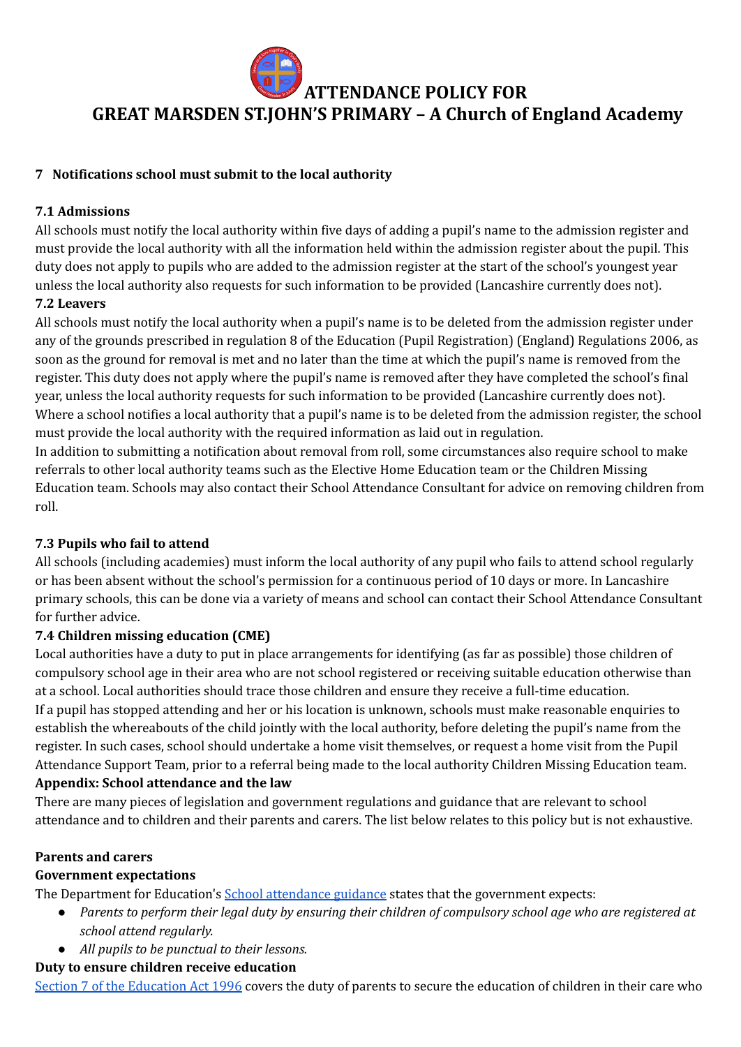# ATTENDANCE POLICY FOR GREAT MARSDEN ST.JOHN'S PRIMARY – A Church of England Academy

## 7 Notifications school must submit to the local authority

### 7.1 Admissions

All schools must notify the local authority within five days of adding a pupil's name to the admission register and must provide the local authority with all the information held within the admission register about the pupil. This duty does not apply to pupils who are added to the admission register at the start of the school's youngest year unless the local authority also requests for such information to be provided (Lancashire currently does not).

### 7.2 Leavers

All schools must notify the local authority when a pupil's name is to be deleted from the admission register under any of the grounds prescribed in regulation 8 of the Education (Pupil Registration) (England) Regulations 2006, as soon as the ground for removal is met and no later than the time at which the pupil's name is removed from the register. This duty does not apply where the pupil's name is removed after they have completed the school's final year, unless the local authority requests for such information to be provided (Lancashire currently does not). Where a school notifies a local authority that a pupil's name is to be deleted from the admission register, the school must provide the local authority with the required information as laid out in regulation.

In addition to submitting a notification about removal from roll, some circumstances also require school to make referrals to other local authority teams such as the Elective Home Education team or the Children Missing Education team. Schools may also contact their School Attendance Consultant for advice on removing children from roll.

### 7.3 Pupils who fail to attend

All schools (including academies) must inform the local authority of any pupil who fails to attend school regularly or has been absent without the school's permission for a continuous period of 10 days or more. In Lancashire primary schools, this can be done via a variety of means and school can contact their School Attendance Consultant for further advice.

### 7.4 Children missing education (CME)

Local authorities have a duty to put in place arrangements for identifying (as far as possible) those children of compulsory school age in their area who are not school registered or receiving suitable education otherwise than at a school. Local authorities should trace those children and ensure they receive a full-time education.

If a pupil has stopped attending and her or his location is unknown, schools must make reasonable enquiries to establish the whereabouts of the child jointly with the local authority, before deleting the pupil's name from the register. In such cases, school should undertake a home visit themselves, or request a home visit from the Pupil Attendance Support Team, prior to a referral being made to the local authority Children Missing Education team.

## Appendix: School attendance and the law

There are many pieces of legislation and government regulations and guidance that are relevant to school attendance and to children and their parents and carers. The list below relates to this policy but is not exhaustive.

### Parents and carers

#### Government expectations

The Department for Education's [School attendance guidance] states that the government expects:

- *Parents to perform their legal duty by ensuring their children of compulsory school age who are registered at school attend regularly.*
- *All pupils to be punctual to their lessons.*

#### Duty to ensure children receive education

[Section 7 of the Education Act 1996] covers the duty of parents to secure the education of children in their care who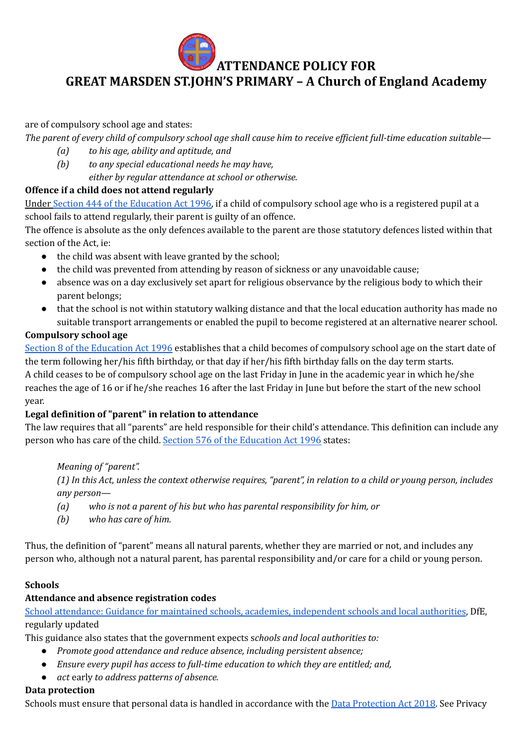# ATTENDANCE POLICY FOR GREAT MARSDEN ST.JOHN'S PRIMARY – A Church of England Academy

are of compulsory school age and states:

*The parent of every child of compulsory school age shall cause him to receive efficient full-time education suitable—*

*(a) to his age, ability and aptitude, and*

*(b) to any special educational needs he may have,*

*either by regular attendance at school or otherwise.*

**Offence if a child does not attend regularly**

Under Section 444 of the Education Act 1996, if a child of compulsory school age who is a registered pupil at a school fails to attend regularly, their parent is guilty of an offence.

The offence is absolute as the only defences available to the parent are those statutory defences listed within that section of the Act, ie:

- the child was absent with leave granted by the school;
- the child was prevented from attending by reason of sickness or any unavoidable cause;
- absence was on a day exclusively set apart for religious observance by the religious body to which their parent belongs;
- that the school is not within statutory walking distance and that the local education authority has made no suitable transport arrangements or enabled the pupil to become registered at an alternative nearer school.

**Compulsory school age**

Section 8 of the Education Act 1996 establishes that a child becomes of compulsory school age on the start date of the term following her/his fifth birthday, or that day if her/his fifth birthday falls on the day term starts.

A child ceases to be of compulsory school age on the last Friday in June in the academic year in which he/she reaches the age of 16 or if he/she reaches 16 after the last Friday in June but before the start of the new school year.

**Legal definition of "parent" in relation to attendance**

The law requires that all "parents" are held responsible for their child's attendance. This definition can include any person who has care of the child. Section 576 of the Education Act 1996 states:

> *Meaning of "parent".*
>
> *(1) In this Act, unless the context otherwise requires, "parent", in relation to a child or young person, includes any person—*
>
> *(a) who is not a parent of his but who has parental responsibility for him, or*
>
> *(b) who has care of him.*

Thus, the definition of "parent" means all natural parents, whether they are married or not, and includes any person who, although not a natural parent, has parental responsibility and/or care for a child or young person.

**Schools**

**Attendance and absence registration codes**

School attendance: Guidance for maintained schools, academies, independent schools and local authorities, DfE, regularly updated

This guidance also states that the government expects s*chools and local authorities to:*

- *Promote good attendance and reduce absence, including persistent absence;*
- *Ensure every pupil has access to full-time education to which they are entitled; and,*
- *act* early *to address patterns of absence.*

**Data protection**

Schools must ensure that personal data is handled in accordance with the Data Protection Act 2018. See Privacy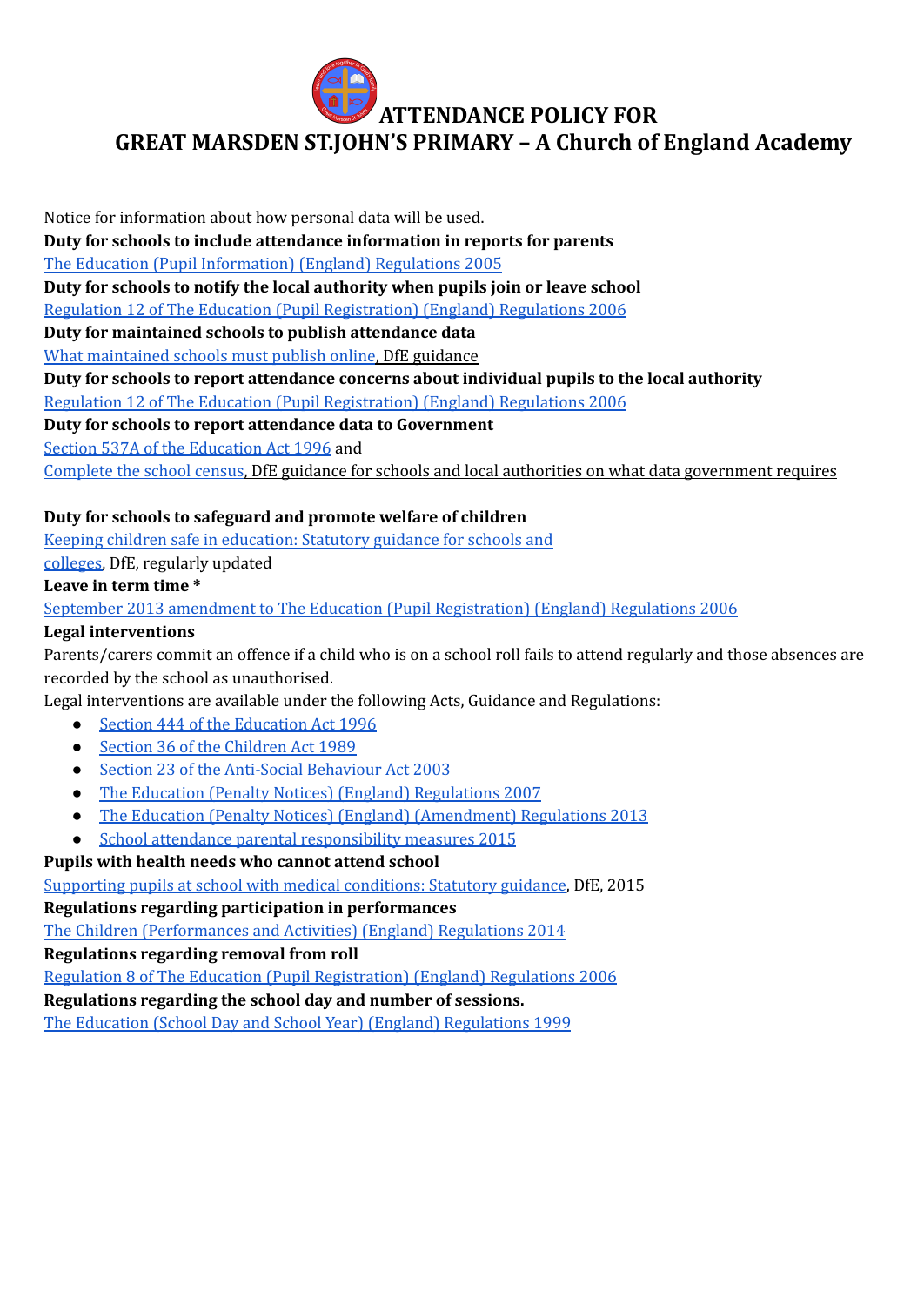# ATTENDANCE POLICY FOR GREAT MARSDEN ST.JOHN'S PRIMARY – A Church of England Academy

Notice for information about how personal data will be used.

**Duty for schools to include attendance information in reports for parents**

The Education (Pupil Information) (England) Regulations 2005

**Duty for schools to notify the local authority when pupils join or leave school**

Regulation 12 of The Education (Pupil Registration) (England) Regulations 2006

**Duty for maintained schools to publish attendance data**

What maintained schools must publish online, DfE guidance

**Duty for schools to report attendance concerns about individual pupils to the local authority**

Regulation 12 of The Education (Pupil Registration) (England) Regulations 2006

**Duty for schools to report attendance data to Government**

Section 537A of the Education Act 1996 and

Complete the school census, DfE guidance for schools and local authorities on what data government requires

**Duty for schools to safeguard and promote welfare of children**

Keeping children safe in education: Statutory guidance for schools and colleges, DfE, regularly updated

**Leave in term time ***

September 2013 amendment to The Education (Pupil Registration) (England) Regulations 2006

**Legal interventions**

Parents/carers commit an offence if a child who is on a school roll fails to attend regularly and those absences are recorded by the school as unauthorised.

Legal interventions are available under the following Acts, Guidance and Regulations:

- Section 444 of the Education Act 1996
- Section 36 of the Children Act 1989
- Section 23 of the Anti-Social Behaviour Act 2003
- The Education (Penalty Notices) (England) Regulations 2007
- The Education (Penalty Notices) (England) (Amendment) Regulations 2013
- School attendance parental responsibility measures 2015

**Pupils with health needs who cannot attend school**

Supporting pupils at school with medical conditions: Statutory guidance, DfE, 2015

**Regulations regarding participation in performances**

The Children (Performances and Activities) (England) Regulations 2014

**Regulations regarding removal from roll**

Regulation 8 of The Education (Pupil Registration) (England) Regulations 2006

**Regulations regarding the school day and number of sessions.**

The Education (School Day and School Year) (England) Regulations 1999